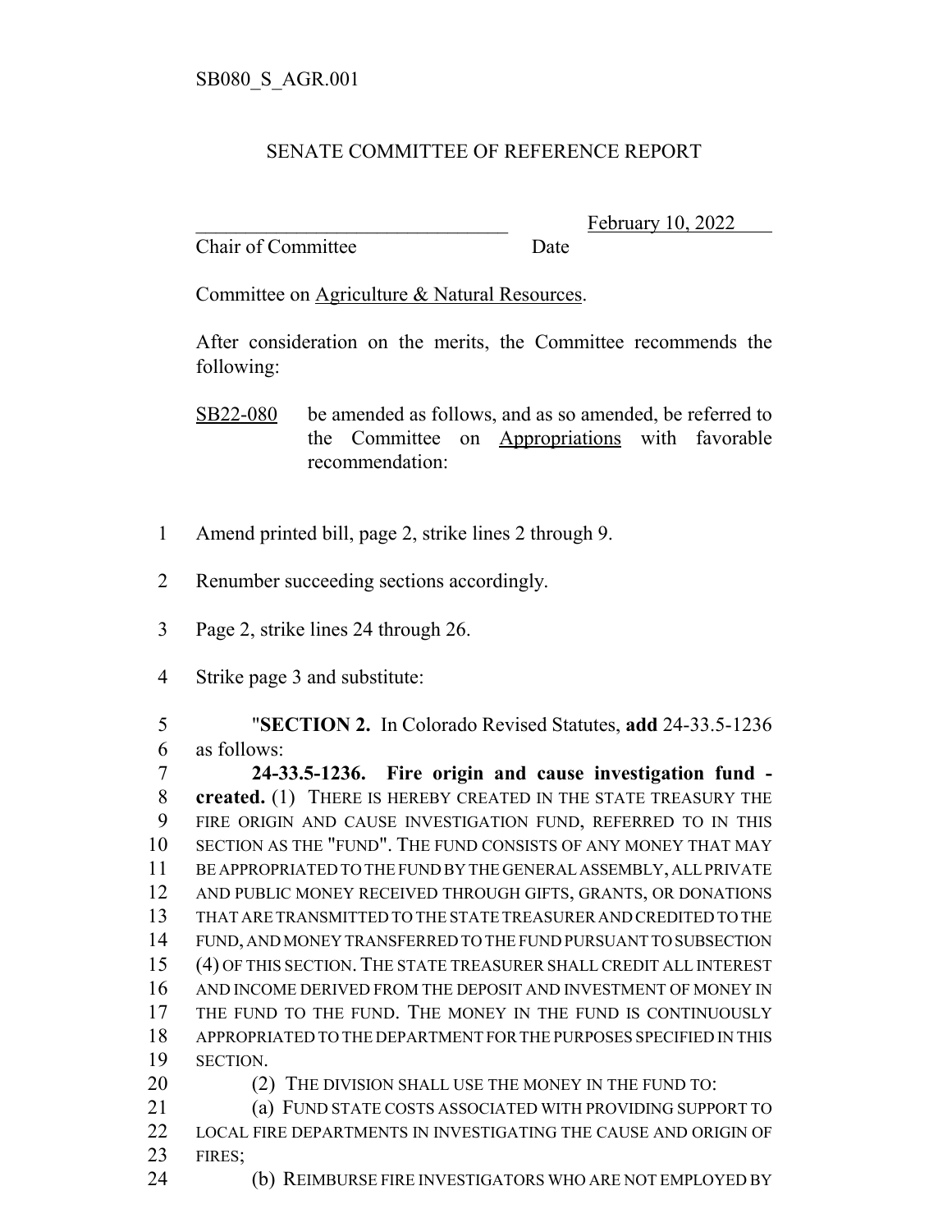SB080_S_AGR.001

# SENATE COMMITTEE OF REFERENCE REPORT

\_\_\_\_\_\_\_\_\_\_\_\_\_\_\_\_\_\_\_\_\_\_\_\_\_\_\_\_\_\_\_\_ February 10, 2022
Chair of Committee Date

Committee on Agriculture & Natural Resources.

After consideration on the merits, the Committee recommends the following:

SB22-080 be amended as follows, and as so amended, be referred to the Committee on Appropriations with favorable recommendation:

1 Amend printed bill, page 2, strike lines 2 through 9.

2 Renumber succeeding sections accordingly.

3 Page 2, strike lines 24 through 26.

4 Strike page 3 and substitute:

5 "**SECTION 2.** In Colorado Revised Statutes, **add** 24-33.5-1236
6 as follows:
7 **24-33.5-1236. Fire origin and cause investigation fund -**
8 **created.** (1) THERE IS HEREBY CREATED IN THE STATE TREASURY THE
9 FIRE ORIGIN AND CAUSE INVESTIGATION FUND, REFERRED TO IN THIS
10 SECTION AS THE "FUND". THE FUND CONSISTS OF ANY MONEY THAT MAY
11 BE APPROPRIATED TO THE FUND BY THE GENERAL ASSEMBLY, ALL PRIVATE
12 AND PUBLIC MONEY RECEIVED THROUGH GIFTS, GRANTS, OR DONATIONS
13 THAT ARE TRANSMITTED TO THE STATE TREASURER AND CREDITED TO THE
14 FUND, AND MONEY TRANSFERRED TO THE FUND PURSUANT TO SUBSECTION
15 (4) OF THIS SECTION. THE STATE TREASURER SHALL CREDIT ALL INTEREST
16 AND INCOME DERIVED FROM THE DEPOSIT AND INVESTMENT OF MONEY IN
17 THE FUND TO THE FUND. THE MONEY IN THE FUND IS CONTINUOUSLY
18 APPROPRIATED TO THE DEPARTMENT FOR THE PURPOSES SPECIFIED IN THIS
19 SECTION.
20 (2) THE DIVISION SHALL USE THE MONEY IN THE FUND TO:
21 (a) FUND STATE COSTS ASSOCIATED WITH PROVIDING SUPPORT TO
22 LOCAL FIRE DEPARTMENTS IN INVESTIGATING THE CAUSE AND ORIGIN OF
23 FIRES;
24 (b) REIMBURSE FIRE INVESTIGATORS WHO ARE NOT EMPLOYED BY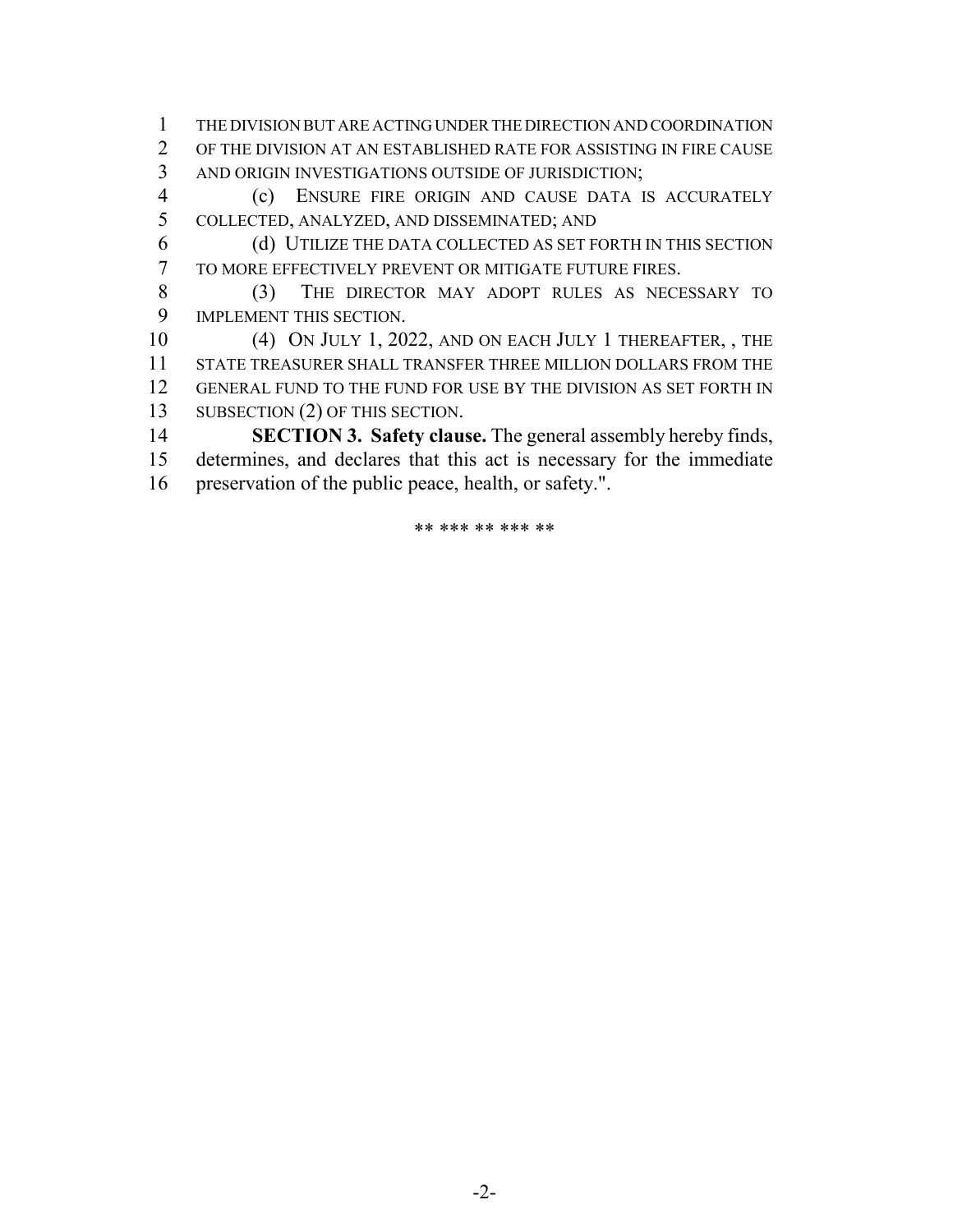THE DIVISION BUT ARE ACTING UNDER THE DIRECTION AND COORDINATION OF THE DIVISION AT AN ESTABLISHED RATE FOR ASSISTING IN FIRE CAUSE AND ORIGIN INVESTIGATIONS OUTSIDE OF JURISDICTION;

(c) ENSURE FIRE ORIGIN AND CAUSE DATA IS ACCURATELY COLLECTED, ANALYZED, AND DISSEMINATED; AND

(d) UTILIZE THE DATA COLLECTED AS SET FORTH IN THIS SECTION TO MORE EFFECTIVELY PREVENT OR MITIGATE FUTURE FIRES.

(3) THE DIRECTOR MAY ADOPT RULES AS NECESSARY TO IMPLEMENT THIS SECTION.

(4) ON JULY 1, 2022, AND ON EACH JULY 1 THEREAFTER, , THE STATE TREASURER SHALL TRANSFER THREE MILLION DOLLARS FROM THE GENERAL FUND TO THE FUND FOR USE BY THE DIVISION AS SET FORTH IN SUBSECTION (2) OF THIS SECTION.

**SECTION 3. Safety clause.** The general assembly hereby finds, determines, and declares that this act is necessary for the immediate preservation of the public peace, health, or safety.".

** *** ** *** **